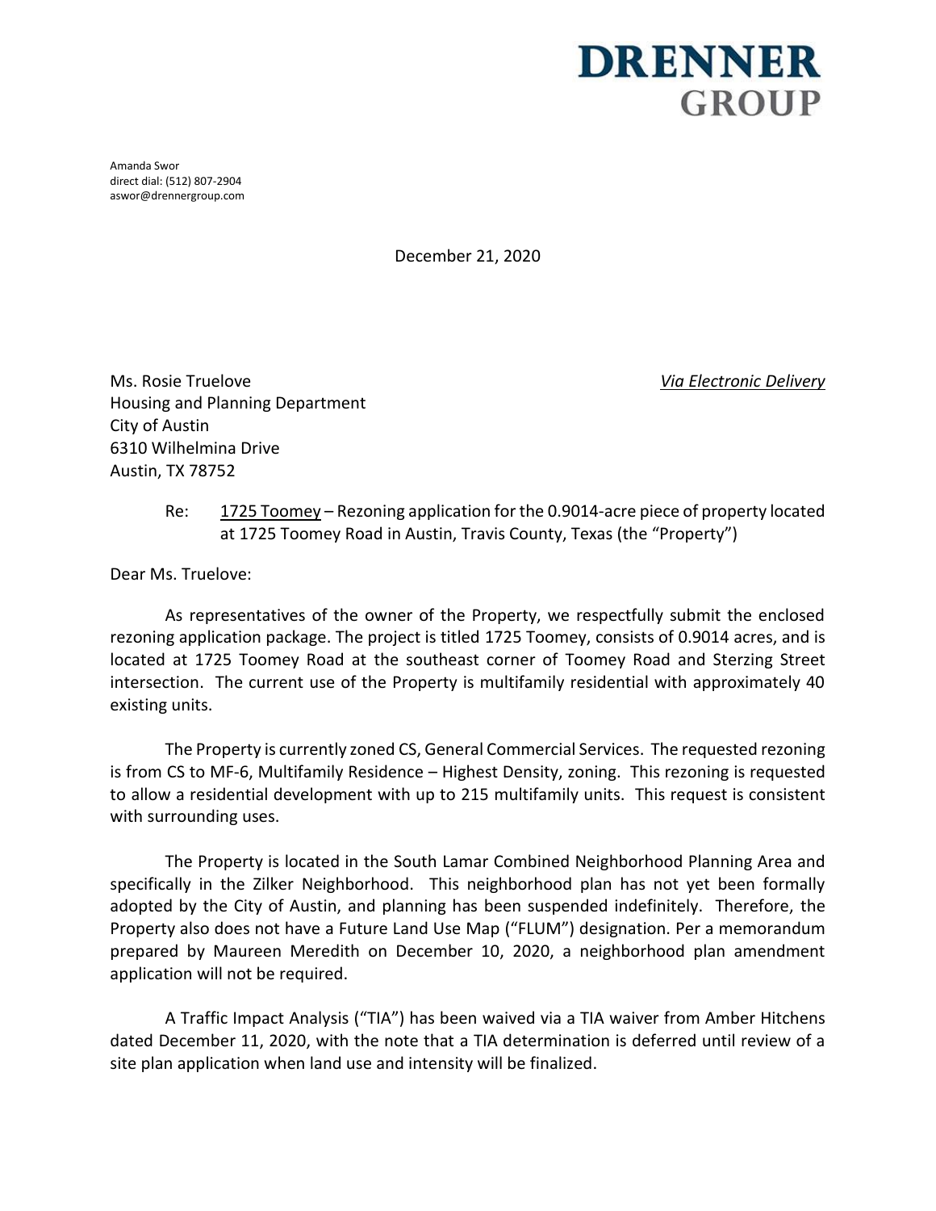**DRENNER GROUP**

Amanda Swor
direct dial: (512) 807-2904
aswor@drennergroup.com

December 21, 2020

Ms. Rosie Truelove
Housing and Planning Department
City of Austin
6310 Wilhelmina Drive
Austin, TX 78752

*Via Electronic Delivery*

Re: 1725 Toomey – Rezoning application for the 0.9014-acre piece of property located at 1725 Toomey Road in Austin, Travis County, Texas (the "Property")

Dear Ms. Truelove:

As representatives of the owner of the Property, we respectfully submit the enclosed rezoning application package. The project is titled 1725 Toomey, consists of 0.9014 acres, and is located at 1725 Toomey Road at the southeast corner of Toomey Road and Sterzing Street intersection. The current use of the Property is multifamily residential with approximately 40 existing units.

The Property is currently zoned CS, General Commercial Services. The requested rezoning is from CS to MF-6, Multifamily Residence – Highest Density, zoning. This rezoning is requested to allow a residential development with up to 215 multifamily units. This request is consistent with surrounding uses.

The Property is located in the South Lamar Combined Neighborhood Planning Area and specifically in the Zilker Neighborhood. This neighborhood plan has not yet been formally adopted by the City of Austin, and planning has been suspended indefinitely. Therefore, the Property also does not have a Future Land Use Map ("FLUM") designation. Per a memorandum prepared by Maureen Meredith on December 10, 2020, a neighborhood plan amendment application will not be required.

A Traffic Impact Analysis ("TIA") has been waived via a TIA waiver from Amber Hitchens dated December 11, 2020, with the note that a TIA determination is deferred until review of a site plan application when land use and intensity will be finalized.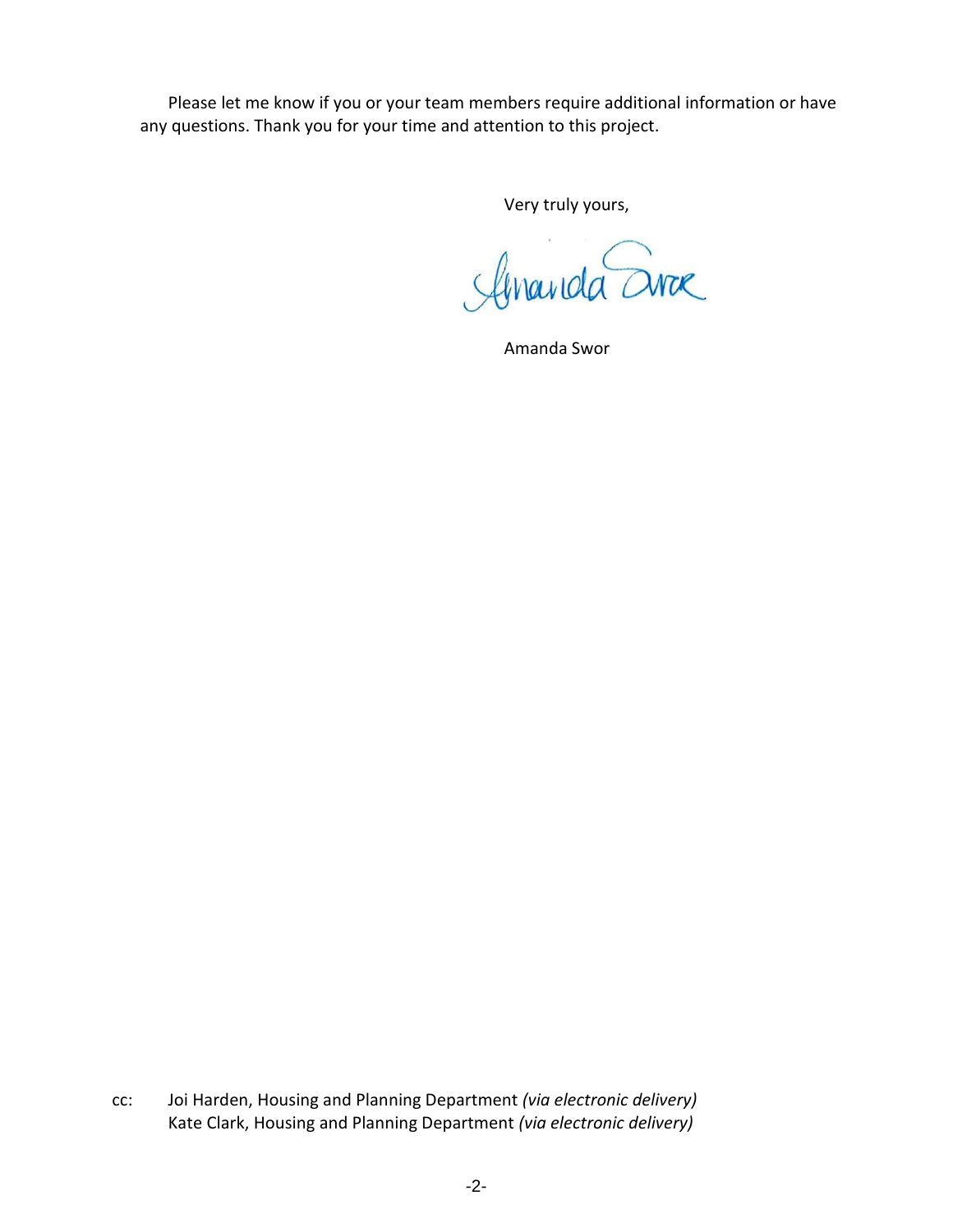Please let me know if you or your team members require additional information or have any questions. Thank you for your time and attention to this project.

Very truly yours,

Amanda Swor

cc: Joi Harden, Housing and Planning Department *(via electronic delivery)*
Kate Clark, Housing and Planning Department *(via electronic delivery)*